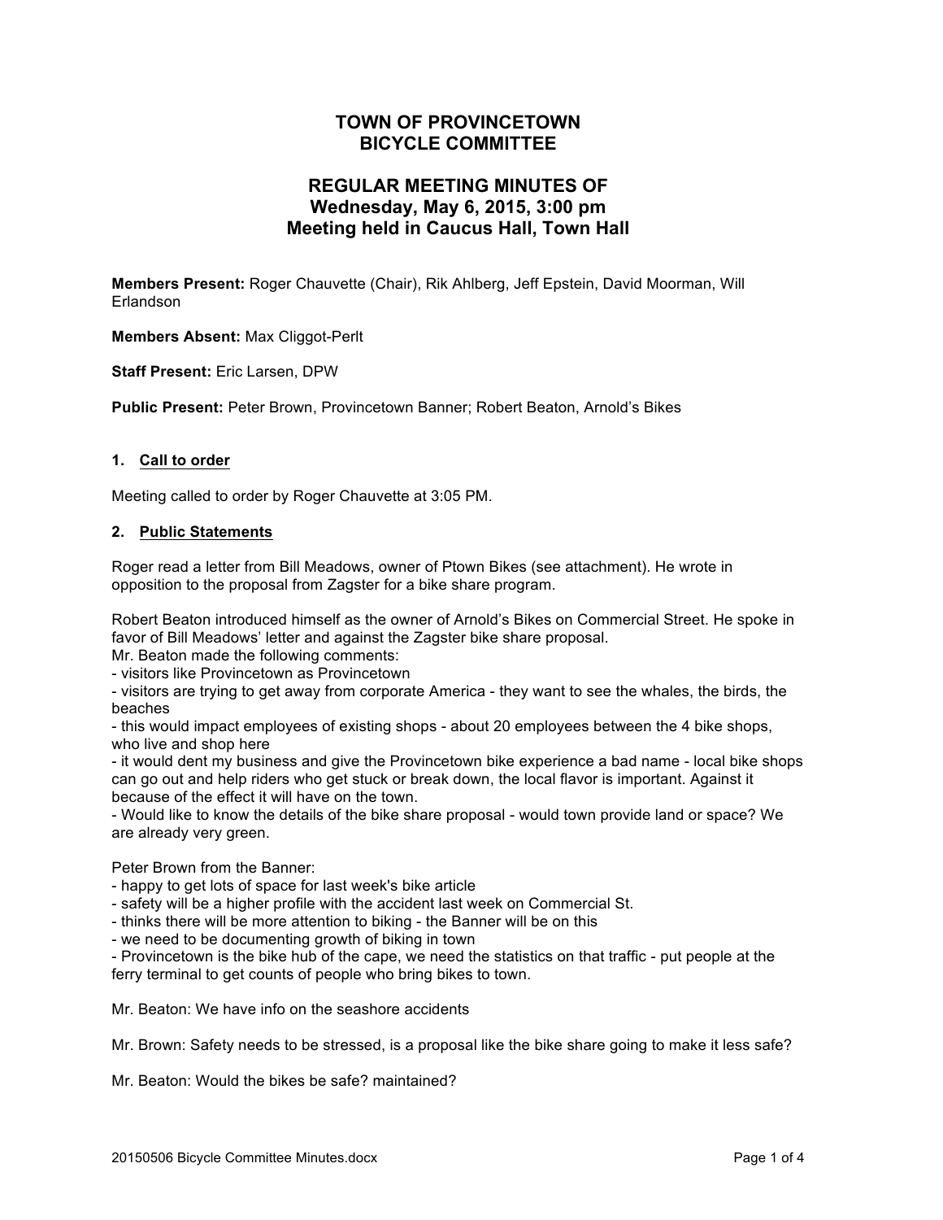# TOWN OF PROVINCETOWN
# BICYCLE COMMITTEE

## REGULAR MEETING MINUTES OF
## Wednesday, May 6, 2015, 3:00 pm
## Meeting held in Caucus Hall, Town Hall

**Members Present:** Roger Chauvette (Chair), Rik Ahlberg, Jeff Epstein, David Moorman, Will Erlandson

**Members Absent:** Max Cliggot-Perlt

**Staff Present:** Eric Larsen, DPW

**Public Present:** Peter Brown, Provincetown Banner; Robert Beaton, Arnold's Bikes

### 1. Call to order

Meeting called to order by Roger Chauvette at 3:05 PM.

### 2. Public Statements

Roger read a letter from Bill Meadows, owner of Ptown Bikes (see attachment). He wrote in opposition to the proposal from Zagster for a bike share program.

Robert Beaton introduced himself as the owner of Arnold's Bikes on Commercial Street. He spoke in favor of Bill Meadows' letter and against the Zagster bike share proposal.
Mr. Beaton made the following comments:
- visitors like Provincetown as Provincetown
- visitors are trying to get away from corporate America - they want to see the whales, the birds, the beaches
- this would impact employees of existing shops - about 20 employees between the 4 bike shops, who live and shop here
- it would dent my business and give the Provincetown bike experience a bad name - local bike shops can go out and help riders who get stuck or break down, the local flavor is important. Against it because of the effect it will have on the town.
- Would like to know the details of the bike share proposal - would town provide land or space? We are already very green.

Peter Brown from the Banner:
- happy to get lots of space for last week's bike article
- safety will be a higher profile with the accident last week on Commercial St.
- thinks there will be more attention to biking - the Banner will be on this
- we need to be documenting growth of biking in town
- Provincetown is the bike hub of the cape, we need the statistics on that traffic - put people at the ferry terminal to get counts of people who bring bikes to town.

Mr. Beaton: We have info on the seashore accidents

Mr. Brown: Safety needs to be stressed, is a proposal like the bike share going to make it less safe?

Mr. Beaton: Would the bikes be safe? maintained?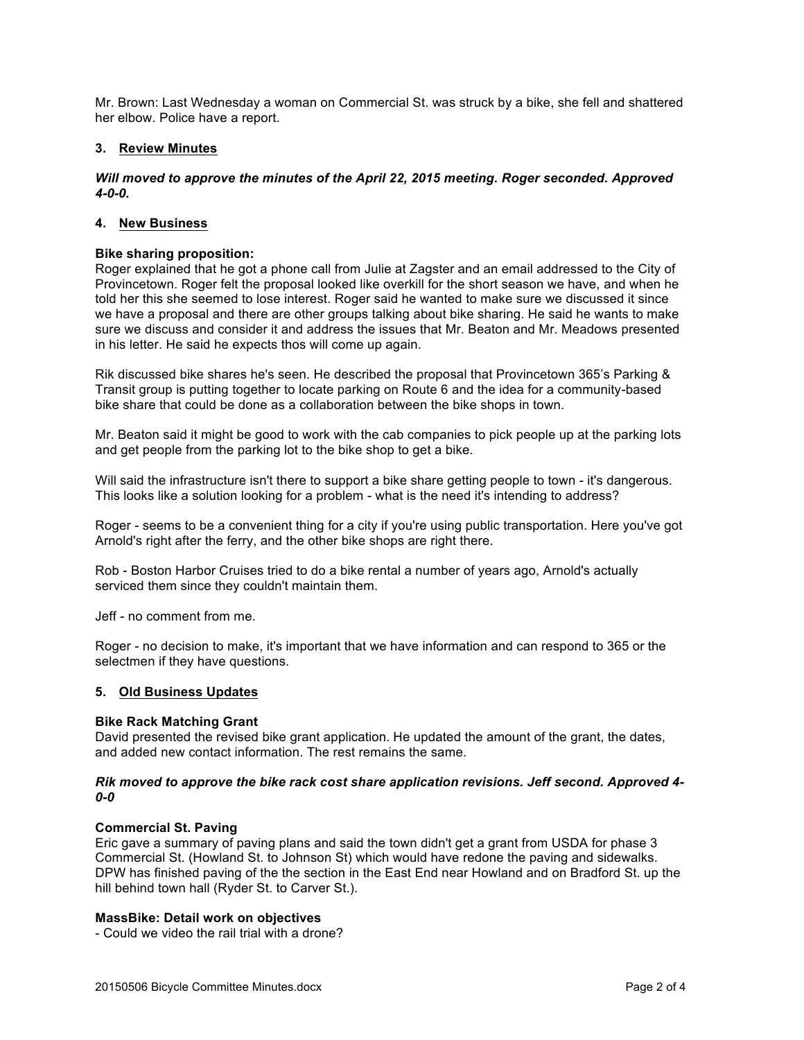Mr. Brown: Last Wednesday a woman on Commercial St. was struck by a bike, she fell and shattered her elbow. Police have a report.

## 3. Review Minutes

***Will moved to approve the minutes of the April 22, 2015 meeting. Roger seconded. Approved 4-0-0.***

## 4. New Business

**Bike sharing proposition:**
Roger explained that he got a phone call from Julie at Zagster and an email addressed to the City of Provincetown. Roger felt the proposal looked like overkill for the short season we have, and when he told her this she seemed to lose interest. Roger said he wanted to make sure we discussed it since we have a proposal and there are other groups talking about bike sharing. He said he wants to make sure we discuss and consider it and address the issues that Mr. Beaton and Mr. Meadows presented in his letter. He said he expects thos will come up again.

Rik discussed bike shares he's seen. He described the proposal that Provincetown 365's Parking & Transit group is putting together to locate parking on Route 6 and the idea for a community-based bike share that could be done as a collaboration between the bike shops in town.

Mr. Beaton said it might be good to work with the cab companies to pick people up at the parking lots and get people from the parking lot to the bike shop to get a bike.

Will said the infrastructure isn't there to support a bike share getting people to town - it's dangerous. This looks like a solution looking for a problem - what is the need it's intending to address?

Roger - seems to be a convenient thing for a city if you're using public transportation. Here you've got Arnold's right after the ferry, and the other bike shops are right there.

Rob - Boston Harbor Cruises tried to do a bike rental a number of years ago, Arnold's actually serviced them since they couldn't maintain them.

Jeff - no comment from me.

Roger - no decision to make, it's important that we have information and can respond to 365 or the selectmen if they have questions.

## 5. Old Business Updates

**Bike Rack Matching Grant**
David presented the revised bike grant application. He updated the amount of the grant, the dates, and added new contact information. The rest remains the same.

***Rik moved to approve the bike rack cost share application revisions. Jeff second. Approved 4-0-0***

**Commercial St. Paving**
Eric gave a summary of paving plans and said the town didn't get a grant from USDA for phase 3 Commercial St. (Howland St. to Johnson St) which would have redone the paving and sidewalks. DPW has finished paving of the the section in the East End near Howland and on Bradford St. up the hill behind town hall (Ryder St. to Carver St.).

**MassBike: Detail work on objectives**
- Could we video the rail trial with a drone?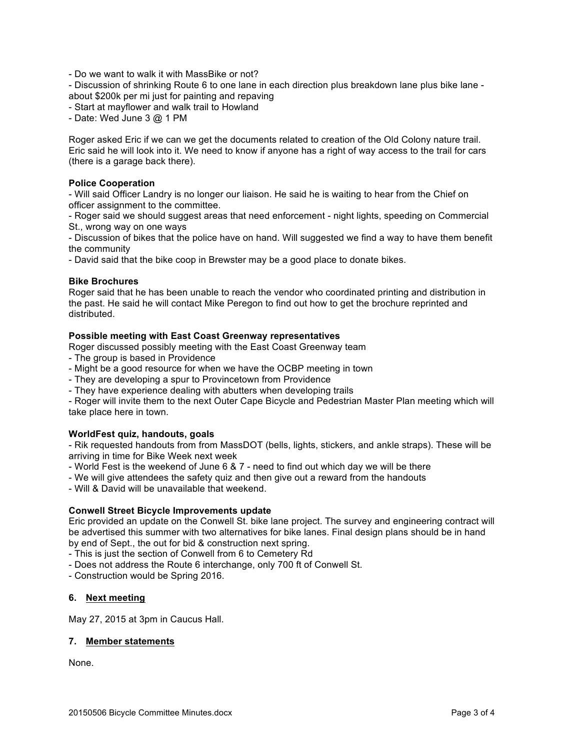- Do we want to walk it with MassBike or not?
- Discussion of shrinking Route 6 to one lane in each direction plus breakdown lane plus bike lane - about $200k per mi just for painting and repaving
- Start at mayflower and walk trail to Howland
- Date: Wed June 3 @ 1 PM

Roger asked Eric if we can we get the documents related to creation of the Old Colony nature trail. Eric said he will look into it. We need to know if anyone has a right of way access to the trail for cars (there is a garage back there).

**Police Cooperation**

- Will said Officer Landry is no longer our liaison. He said he is waiting to hear from the Chief on officer assignment to the committee.
- Roger said we should suggest areas that need enforcement - night lights, speeding on Commercial St., wrong way on one ways
- Discussion of bikes that the police have on hand. Will suggested we find a way to have them benefit the community
- David said that the bike coop in Brewster may be a good place to donate bikes.

**Bike Brochures**

Roger said that he has been unable to reach the vendor who coordinated printing and distribution in the past. He said he will contact Mike Peregon to find out how to get the brochure reprinted and distributed.

**Possible meeting with East Coast Greenway representatives**

Roger discussed possibly meeting with the East Coast Greenway team

- The group is based in Providence
- Might be a good resource for when we have the OCBP meeting in town
- They are developing a spur to Provincetown from Providence
- They have experience dealing with abutters when developing trails
- Roger will invite them to the next Outer Cape Bicycle and Pedestrian Master Plan meeting which will take place here in town.

**WorldFest quiz, handouts, goals**

- Rik requested handouts from from MassDOT (bells, lights, stickers, and ankle straps). These will be arriving in time for Bike Week next week
- World Fest is the weekend of June 6 & 7 - need to find out which day we will be there
- We will give attendees the safety quiz and then give out a reward from the handouts
- Will & David will be unavailable that weekend.

**Conwell Street Bicycle Improvements update**

Eric provided an update on the Conwell St. bike lane project. The survey and engineering contract will be advertised this summer with two alternatives for bike lanes. Final design plans should be in hand by end of Sept., the out for bid & construction next spring.

- This is just the section of Conwell from 6 to Cemetery Rd
- Does not address the Route 6 interchange, only 700 ft of Conwell St.
- Construction would be Spring 2016.

### 6. Next meeting

May 27, 2015 at 3pm in Caucus Hall.

### 7. Member statements

None.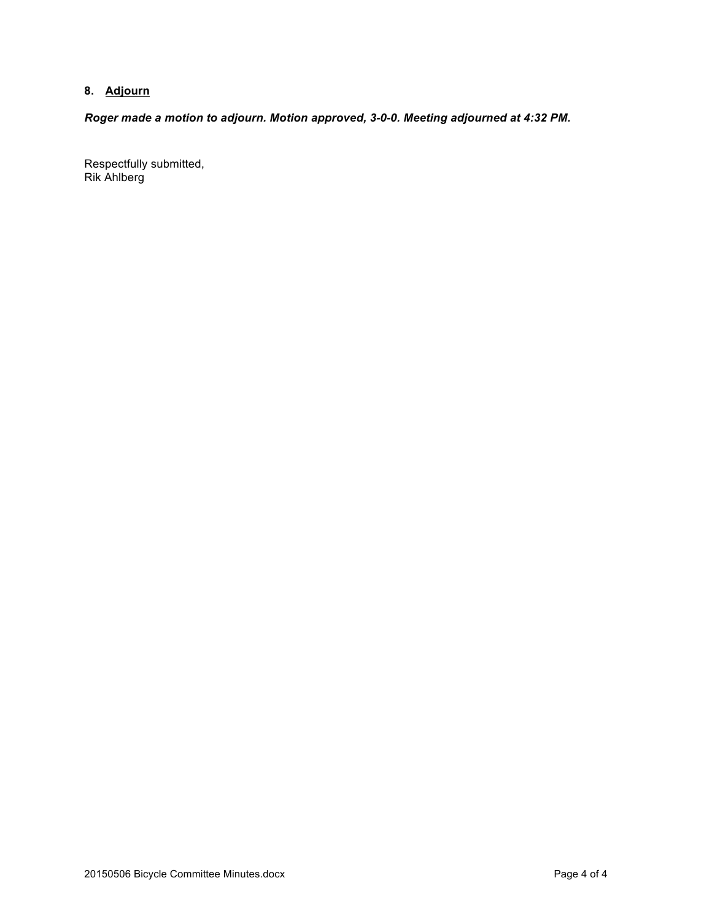## 8. <u>Adjourn</u>

***Roger made a motion to adjourn. Motion approved, 3-0-0. Meeting adjourned at 4:32 PM.***

Respectfully submitted,
Rik Ahlberg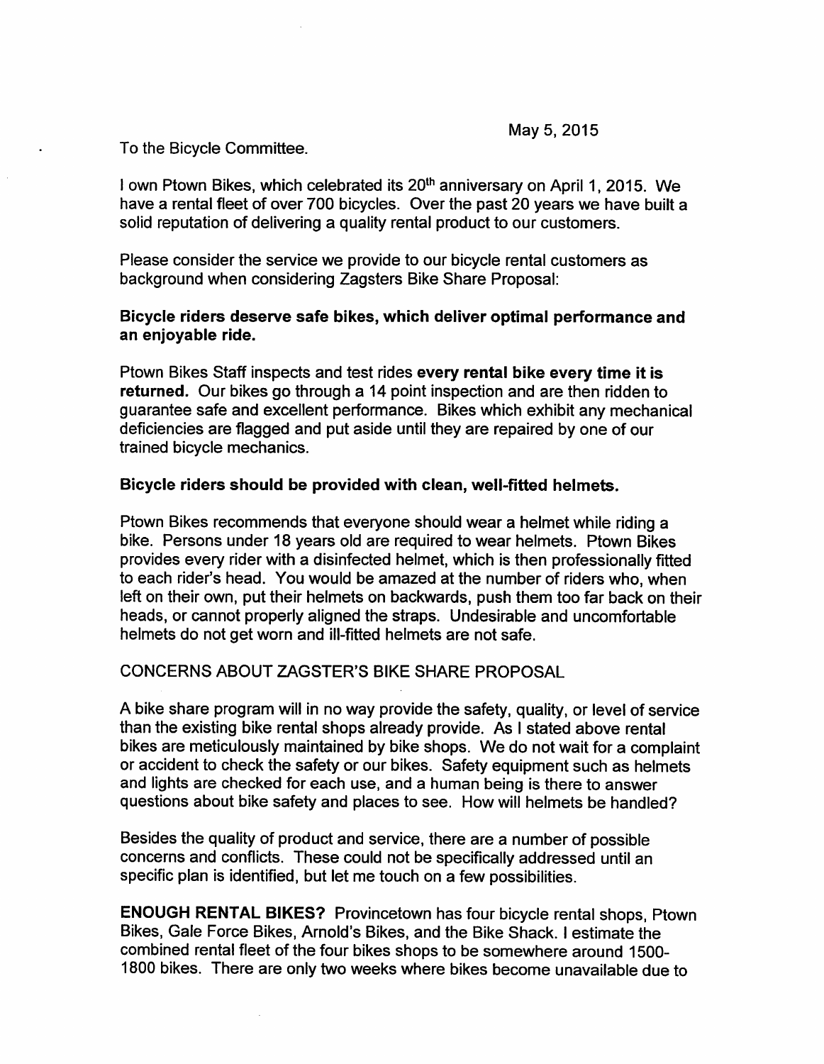May 5, 2015

To the Bicycle Committee.

I own Ptown Bikes, which celebrated its 20th anniversary on April 1, 2015. We have a rental fleet of over 700 bicycles. Over the past 20 years we have built a solid reputation of delivering a quality rental product to our customers.

Please consider the service we provide to our bicycle rental customers as background when considering Zagsters Bike Share Proposal:

**Bicycle riders deserve safe bikes, which deliver optimal performance and an enjoyable ride.**

Ptown Bikes Staff inspects and test rides **every rental bike every time it is returned.** Our bikes go through a 14 point inspection and are then ridden to guarantee safe and excellent performance. Bikes which exhibit any mechanical deficiencies are flagged and put aside until they are repaired by one of our trained bicycle mechanics.

**Bicycle riders should be provided with clean, well-fitted helmets.**

Ptown Bikes recommends that everyone should wear a helmet while riding a bike. Persons under 18 years old are required to wear helmets. Ptown Bikes provides every rider with a disinfected helmet, which is then professionally fitted to each rider's head. You would be amazed at the number of riders who, when left on their own, put their helmets on backwards, push them too far back on their heads, or cannot properly aligned the straps. Undesirable and uncomfortable helmets do not get worn and ill-fitted helmets are not safe.

CONCERNS ABOUT ZAGSTER'S BIKE SHARE PROPOSAL

A bike share program will in no way provide the safety, quality, or level of service than the existing bike rental shops already provide. As I stated above rental bikes are meticulously maintained by bike shops. We do not wait for a complaint or accident to check the safety or our bikes. Safety equipment such as helmets and lights are checked for each use, and a human being is there to answer questions about bike safety and places to see. How will helmets be handled?

Besides the quality of product and service, there are a number of possible concerns and conflicts. These could not be specifically addressed until an specific plan is identified, but let me touch on a few possibilities.

**ENOUGH RENTAL BIKES?** Provincetown has four bicycle rental shops, Ptown Bikes, Gale Force Bikes, Arnold's Bikes, and the Bike Shack. I estimate the combined rental fleet of the four bikes shops to be somewhere around 1500-1800 bikes. There are only two weeks where bikes become unavailable due to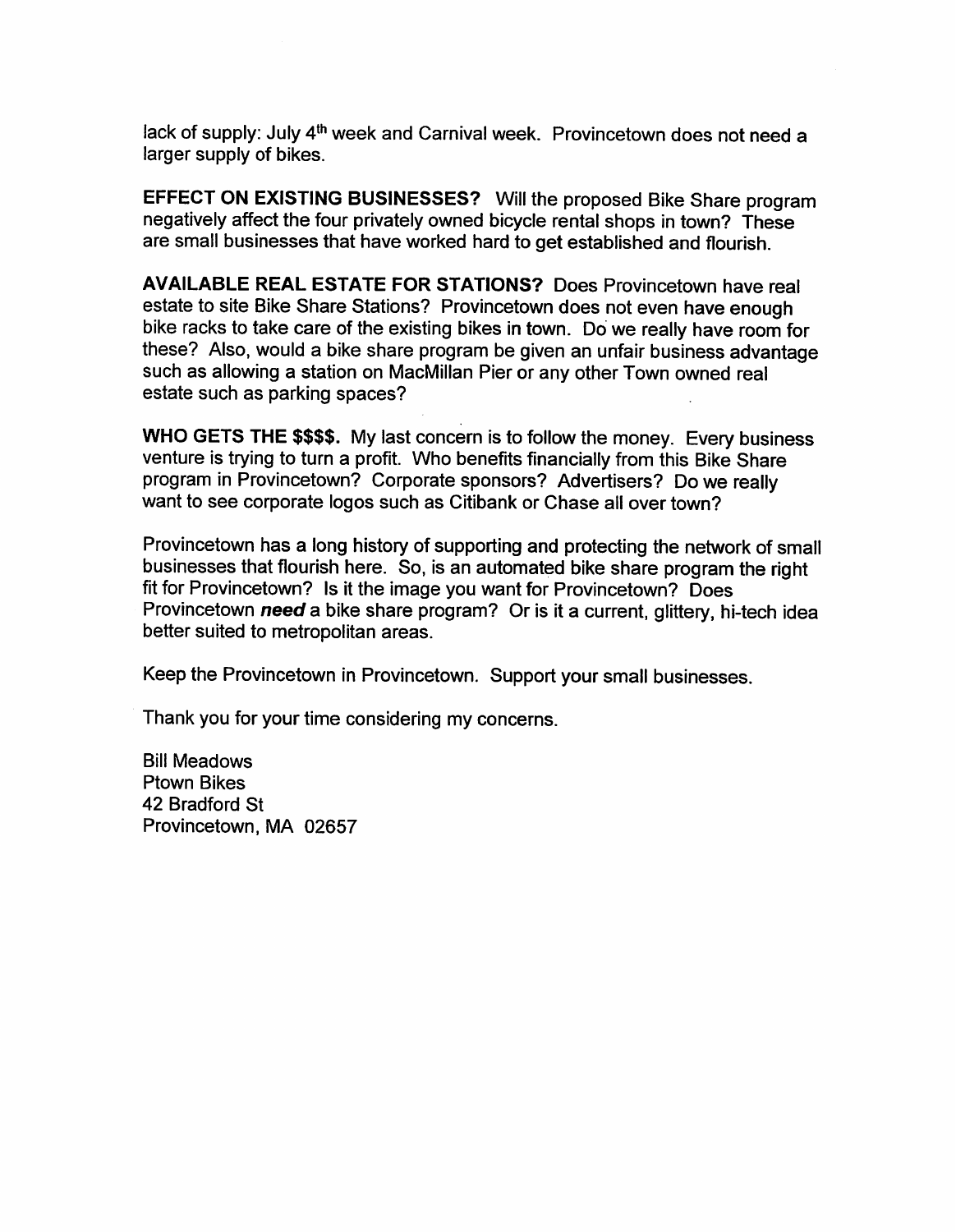lack of supply: July 4th week and Carnival week. Provincetown does not need a larger supply of bikes.

**EFFECT ON EXISTING BUSINESSES?** Will the proposed Bike Share program negatively affect the four privately owned bicycle rental shops in town? These are small businesses that have worked hard to get established and flourish.

**AVAILABLE REAL ESTATE FOR STATIONS?** Does Provincetown have real estate to site Bike Share Stations? Provincetown does not even have enough bike racks to take care of the existing bikes in town. Do we really have room for these? Also, would a bike share program be given an unfair business advantage such as allowing a station on MacMillan Pier or any other Town owned real estate such as parking spaces?

**WHO GETS THE $$$$.** My last concern is to follow the money. Every business venture is trying to turn a profit. Who benefits financially from this Bike Share program in Provincetown? Corporate sponsors? Advertisers? Do we really want to see corporate logos such as Citibank or Chase all over town?

Provincetown has a long history of supporting and protecting the network of small businesses that flourish here. So, is an automated bike share program the right fit for Provincetown? Is it the image you want for Provincetown? Does Provincetown ***need*** a bike share program? Or is it a current, glittery, hi-tech idea better suited to metropolitan areas.

Keep the Provincetown in Provincetown. Support your small businesses.

Thank you for your time considering my concerns.

Bill Meadows
Ptown Bikes
42 Bradford St
Provincetown, MA 02657